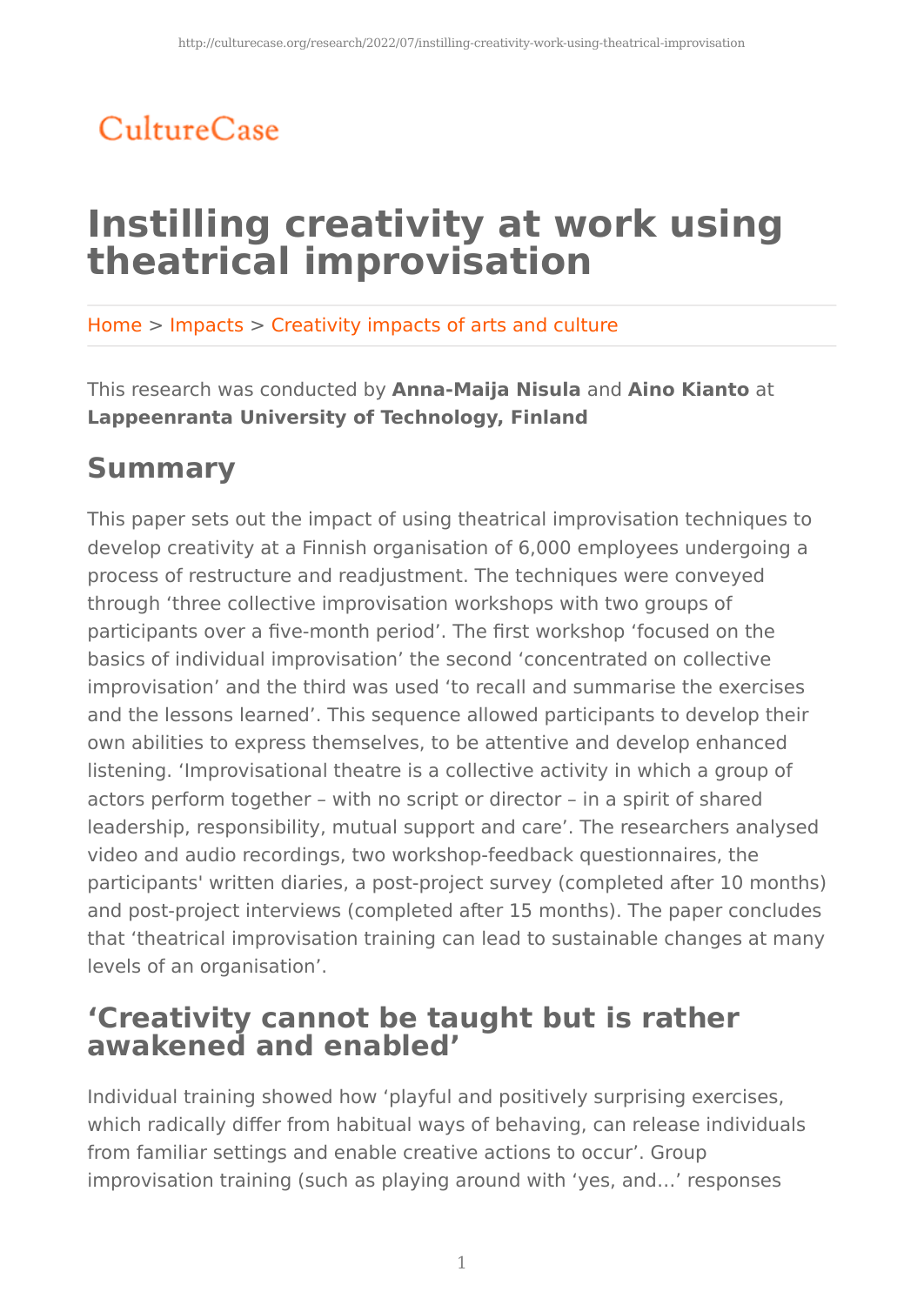CultureCase

# Instilling creativity at work using theatrical improvisation

Home > Impacts > Creativity impacts of arts and culture

This research was conducted by **Anna-Maija Nisula** and **Aino Kianto** at **Lappeenranta University of Technology, Finland**

## Summary

This paper sets out the impact of using theatrical improvisation techniques to develop creativity at a Finnish organisation of 6,000 employees undergoing a process of restructure and readjustment. The techniques were conveyed through 'three collective improvisation workshops with two groups of participants over a five-month period'. The first workshop 'focused on the basics of individual improvisation' the second 'concentrated on collective improvisation' and the third was used 'to recall and summarise the exercises and the lessons learned'. This sequence allowed participants to develop their own abilities to express themselves, to be attentive and develop enhanced listening. 'Improvisational theatre is a collective activity in which a group of actors perform together – with no script or director – in a spirit of shared leadership, responsibility, mutual support and care'. The researchers analysed video and audio recordings, two workshop-feedback questionnaires, the participants' written diaries, a post-project survey (completed after 10 months) and post-project interviews (completed after 15 months). The paper concludes that 'theatrical improvisation training can lead to sustainable changes at many levels of an organisation'.

## 'Creativity cannot be taught but is rather awakened and enabled'

Individual training showed how 'playful and positively surprising exercises, which radically differ from habitual ways of behaving, can release individuals from familiar settings and enable creative actions to occur'. Group improvisation training (such as playing around with 'yes, and…' responses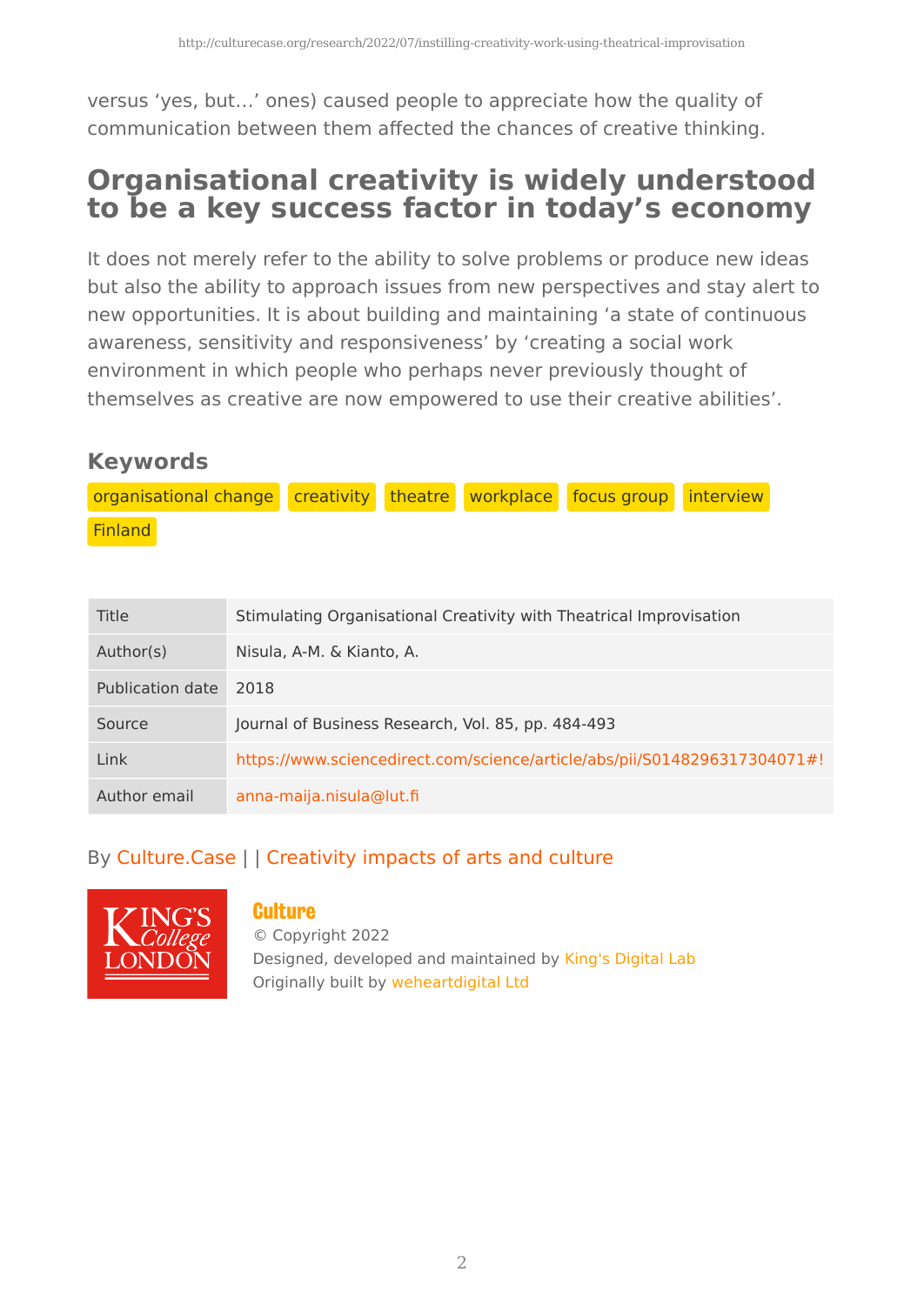versus ‘yes, but…’ ones) caused people to appreciate how the quality of communication between them affected the chances of creative thinking.

## Organisational creativity is widely understood to be a key success factor in today’s economy

It does not merely refer to the ability to solve problems or produce new ideas but also the ability to approach issues from new perspectives and stay alert to new opportunities. It is about building and maintaining ‘a state of continuous awareness, sensitivity and responsiveness’ by ‘creating a social work environment in which people who perhaps never previously thought of themselves as creative are now empowered to use their creative abilities’.

### Keywords

organisational change | creativity | theatre | workplace | focus group | interview | Finland

| | |
|---|---|
| Title | Stimulating Organisational Creativity with Theatrical Improvisation |
| Author(s) | Nisula, A-M. & Kianto, A. |
| Publication date | 2018 |
| Source | Journal of Business Research, Vol. 85, pp. 484-493 |
| Link | https://www.sciencedirect.com/science/article/abs/pii/S0148296317304071#! |
| Author email | anna-maija.nisula@lut.fi |

By Culture.Case | | Creativity impacts of arts and culture

Culture
© Copyright 2022
Designed, developed and maintained by King's Digital Lab
Originally built by weheartdigital Ltd